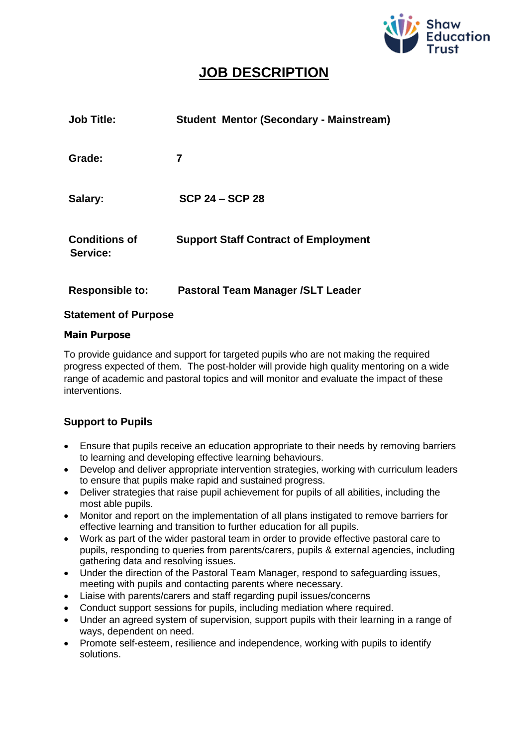# JOB DESCRIPTION

| | |
|---|---|
| **Job Title:** | **Student Mentor (Secondary - Mainstream)** |
| **Grade:** | **7** |
| **Salary:** | **SCP 24 – SCP 28** |
| **Conditions of Service:** | **Support Staff Contract of Employment** |
| **Responsible to:** | **Pastoral Team Manager /SLT Leader** |

## Statement of Purpose

### Main Purpose

To provide guidance and support for targeted pupils who are not making the required progress expected of them. The post-holder will provide high quality mentoring on a wide range of academic and pastoral topics and will monitor and evaluate the impact of these interventions.

## Support to Pupils

- Ensure that pupils receive an education appropriate to their needs by removing barriers to learning and developing effective learning behaviours.
- Develop and deliver appropriate intervention strategies, working with curriculum leaders to ensure that pupils make rapid and sustained progress.
- Deliver strategies that raise pupil achievement for pupils of all abilities, including the most able pupils.
- Monitor and report on the implementation of all plans instigated to remove barriers for effective learning and transition to further education for all pupils.
- Work as part of the wider pastoral team in order to provide effective pastoral care to pupils, responding to queries from parents/carers, pupils & external agencies, including gathering data and resolving issues.
- Under the direction of the Pastoral Team Manager, respond to safeguarding issues, meeting with pupils and contacting parents where necessary.
- Liaise with parents/carers and staff regarding pupil issues/concerns
- Conduct support sessions for pupils, including mediation where required.
- Under an agreed system of supervision, support pupils with their learning in a range of ways, dependent on need.
- Promote self-esteem, resilience and independence, working with pupils to identify solutions.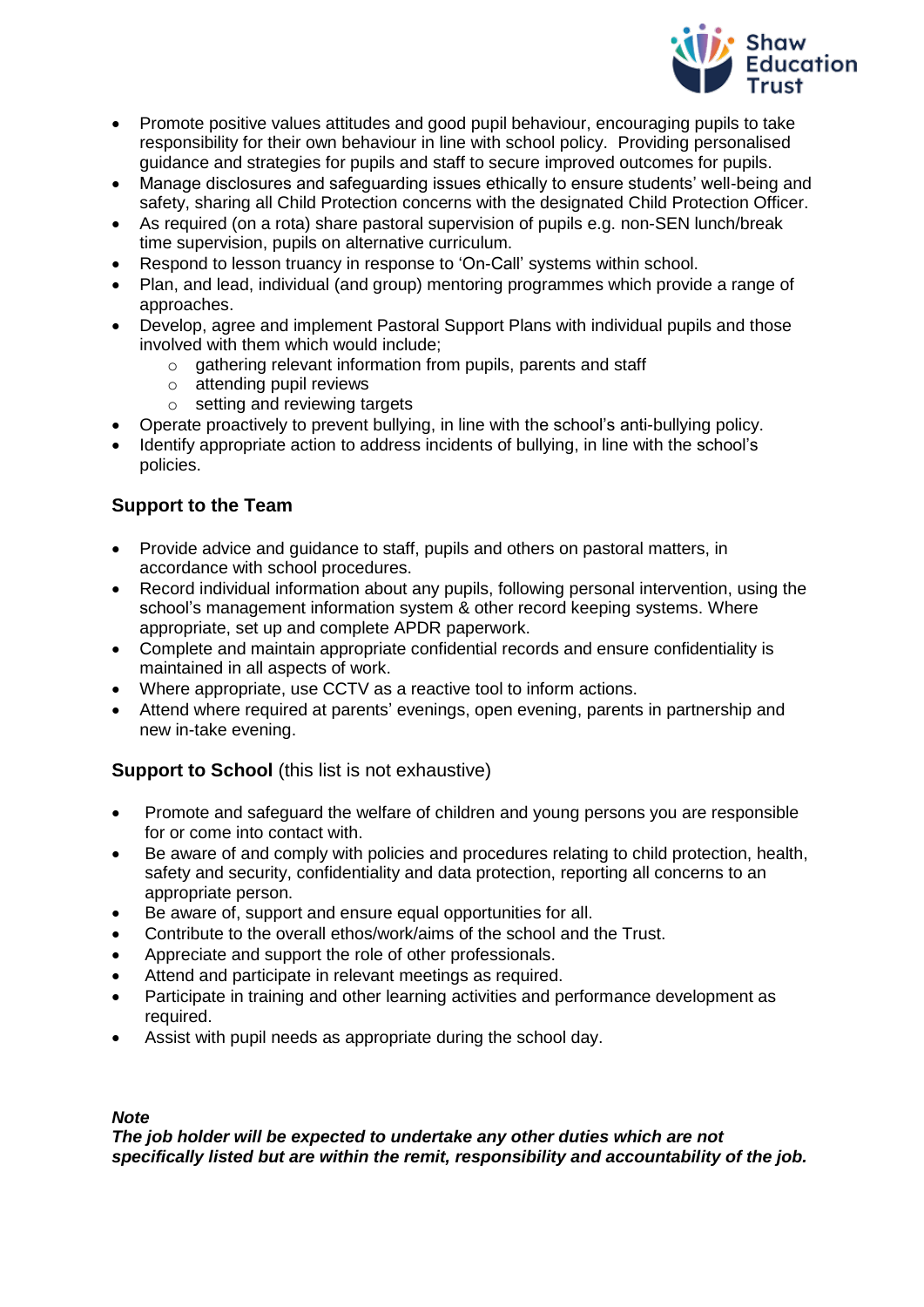- Promote positive values attitudes and good pupil behaviour, encouraging pupils to take responsibility for their own behaviour in line with school policy. Providing personalised guidance and strategies for pupils and staff to secure improved outcomes for pupils.
- Manage disclosures and safeguarding issues ethically to ensure students' well-being and safety, sharing all Child Protection concerns with the designated Child Protection Officer.
- As required (on a rota) share pastoral supervision of pupils e.g. non-SEN lunch/break time supervision, pupils on alternative curriculum.
- Respond to lesson truancy in response to 'On-Call' systems within school.
- Plan, and lead, individual (and group) mentoring programmes which provide a range of approaches.
- Develop, agree and implement Pastoral Support Plans with individual pupils and those involved with them which would include;
    - gathering relevant information from pupils, parents and staff
    - attending pupil reviews
    - setting and reviewing targets
- Operate proactively to prevent bullying, in line with the school's anti-bullying policy.
- Identify appropriate action to address incidents of bullying, in line with the school's policies.

### Support to the Team

- Provide advice and guidance to staff, pupils and others on pastoral matters, in accordance with school procedures.
- Record individual information about any pupils, following personal intervention, using the school's management information system & other record keeping systems. Where appropriate, set up and complete APDR paperwork.
- Complete and maintain appropriate confidential records and ensure confidentiality is maintained in all aspects of work.
- Where appropriate, use CCTV as a reactive tool to inform actions.
- Attend where required at parents' evenings, open evening, parents in partnership and new in-take evening.

### Support to School (this list is not exhaustive)

- Promote and safeguard the welfare of children and young persons you are responsible for or come into contact with.
- Be aware of and comply with policies and procedures relating to child protection, health, safety and security, confidentiality and data protection, reporting all concerns to an appropriate person.
- Be aware of, support and ensure equal opportunities for all.
- Contribute to the overall ethos/work/aims of the school and the Trust.
- Appreciate and support the role of other professionals.
- Attend and participate in relevant meetings as required.
- Participate in training and other learning activities and performance development as required.
- Assist with pupil needs as appropriate during the school day.

***Note***
***The job holder will be expected to undertake any other duties which are not specifically listed but are within the remit, responsibility and accountability of the job.***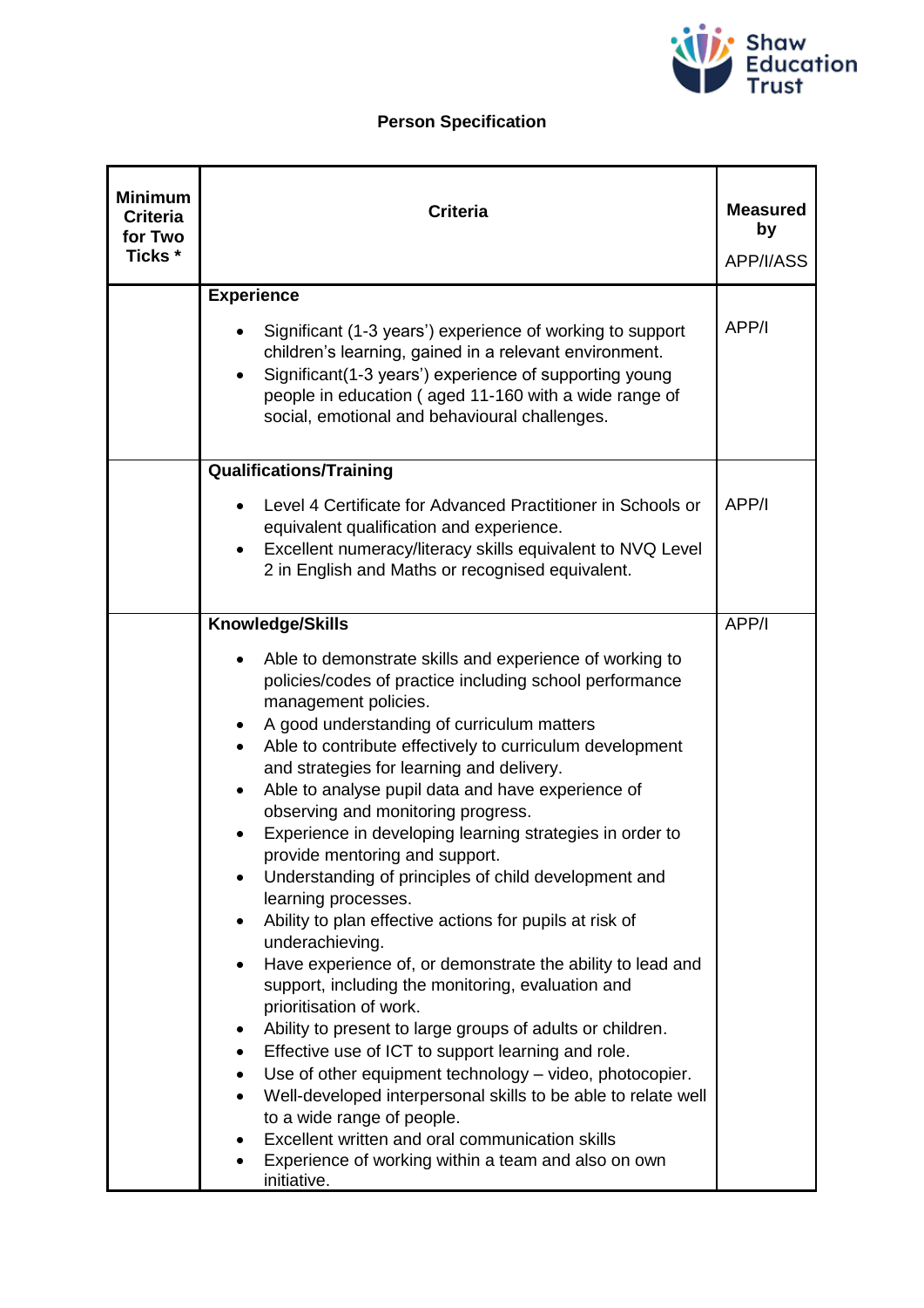**Person Specification**

| Minimum Criteria for Two Ticks * | Criteria | Measured by APP/I/ASS |
|---|---|---|
| | **Experience**<br><br>• Significant (1-3 years') experience of working to support children's learning, gained in a relevant environment.<br>• Significant(1-3 years') experience of supporting young people in education ( aged 11-160 with a wide range of social, emotional and behavioural challenges. | APP/I |
| | **Qualifications/Training**<br><br>• Level 4 Certificate for Advanced Practitioner in Schools or equivalent qualification and experience.<br>• Excellent numeracy/literacy skills equivalent to NVQ Level 2 in English and Maths or recognised equivalent. | APP/I |
| | **Knowledge/Skills**<br><br>• Able to demonstrate skills and experience of working to policies/codes of practice including school performance management policies.<br>• A good understanding of curriculum matters<br>• Able to contribute effectively to curriculum development and strategies for learning and delivery.<br>• Able to analyse pupil data and have experience of observing and monitoring progress.<br>• Experience in developing learning strategies in order to provide mentoring and support.<br>• Understanding of principles of child development and learning processes.<br>• Ability to plan effective actions for pupils at risk of underachieving.<br>• Have experience of, or demonstrate the ability to lead and support, including the monitoring, evaluation and prioritisation of work.<br>• Ability to present to large groups of adults or children.<br>• Effective use of ICT to support learning and role.<br>• Use of other equipment technology – video, photocopier.<br>• Well-developed interpersonal skills to be able to relate well to a wide range of people.<br>• Excellent written and oral communication skills<br>• Experience of working within a team and also on own initiative. | APP/I |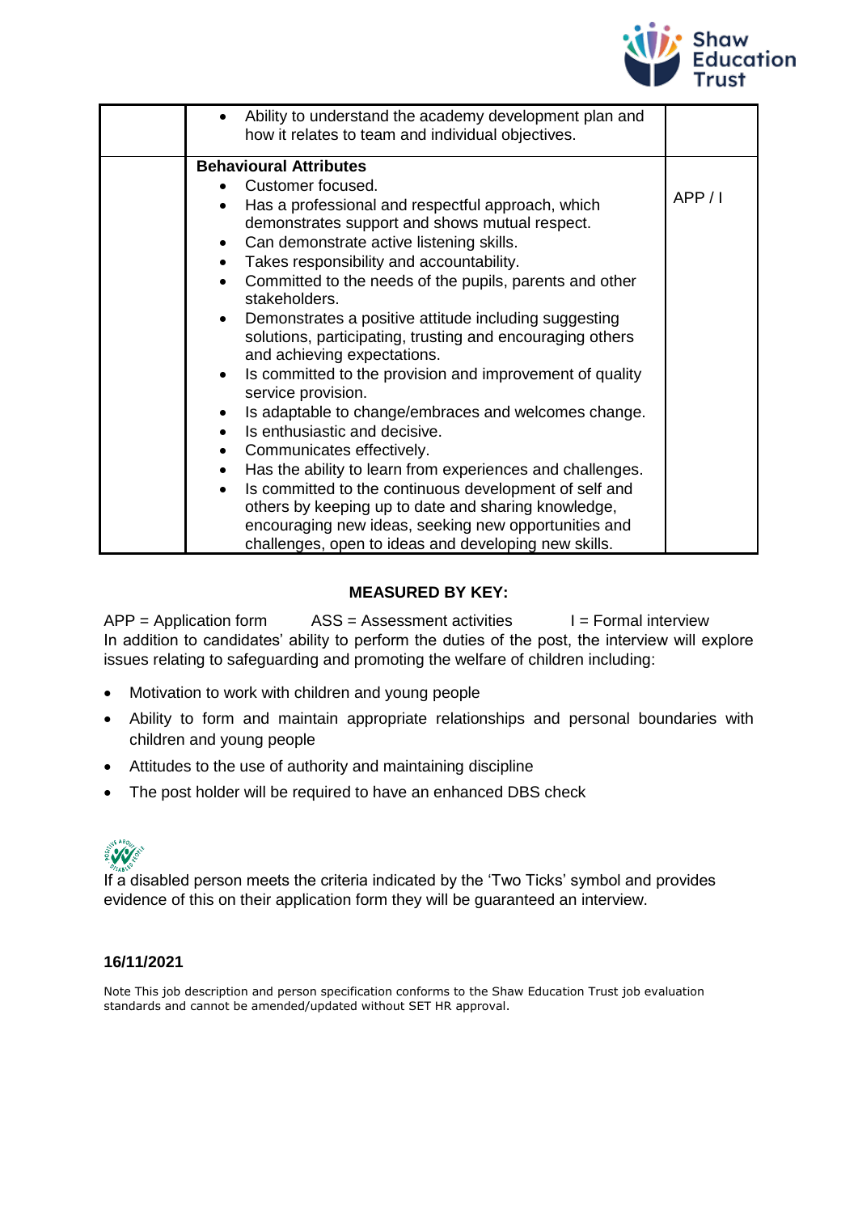| | | |
|---|---|---|
| | • Ability to understand the academy development plan and how it relates to team and individual objectives. | |
| | **Behavioural Attributes**<br>• Customer focused.<br>• Has a professional and respectful approach, which demonstrates support and shows mutual respect.<br>• Can demonstrate active listening skills.<br>• Takes responsibility and accountability.<br>• Committed to the needs of the pupils, parents and other stakeholders.<br>• Demonstrates a positive attitude including suggesting solutions, participating, trusting and encouraging others and achieving expectations.<br>• Is committed to the provision and improvement of quality service provision.<br>• Is adaptable to change/embraces and welcomes change.<br>• Is enthusiastic and decisive.<br>• Communicates effectively.<br>• Has the ability to learn from experiences and challenges.<br>• Is committed to the continuous development of self and others by keeping up to date and sharing knowledge, encouraging new ideas, seeking new opportunities and challenges, open to ideas and developing new skills. | APP / I |

**MEASURED BY KEY:**

APP = Application form    ASS = Assessment activities    I = Formal interview

In addition to candidates' ability to perform the duties of the post, the interview will explore issues relating to safeguarding and promoting the welfare of children including:

- Motivation to work with children and young people
- Ability to form and maintain appropriate relationships and personal boundaries with children and young people
- Attitudes to the use of authority and maintaining discipline
- The post holder will be required to have an enhanced DBS check

If a disabled person meets the criteria indicated by the 'Two Ticks' symbol and provides evidence of this on their application form they will be guaranteed an interview.

**16/11/2021**

Note This job description and person specification conforms to the Shaw Education Trust job evaluation standards and cannot be amended/updated without SET HR approval.